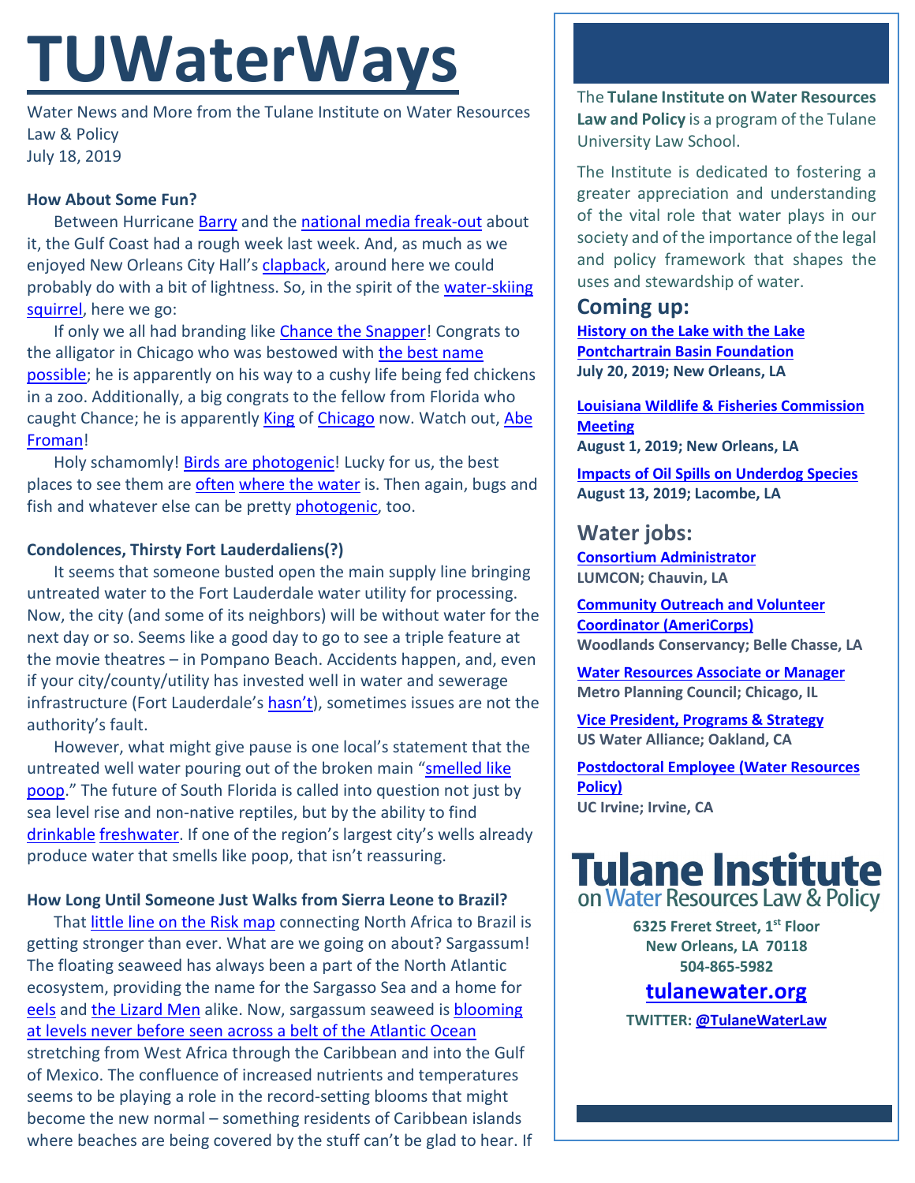# TUWaterWays

Water News and More from the Tulane Institute on Water Resources Law & Policy
July 18, 2019

**How About Some Fun?**

Between Hurricane Barry and the national media freak-out about it, the Gulf Coast had a rough week last week. And, as much as we enjoyed New Orleans City Hall's clapback, around here we could probably do with a bit of lightness. So, in the spirit of the water-skiing squirrel, here we go:

If only we all had branding like Chance the Snapper! Congrats to the alligator in Chicago who was bestowed with the best name possible; he is apparently on his way to a cushy life being fed chickens in a zoo. Additionally, a big congrats to the fellow from Florida who caught Chance; he is apparently King of Chicago now. Watch out, Abe Froman!

Holy schamomly! Birds are photogenic! Lucky for us, the best places to see them are often where the water is. Then again, bugs and fish and whatever else can be pretty photogenic, too.

**Condolences, Thirsty Fort Lauderdaliens(?)**

It seems that someone busted open the main supply line bringing untreated water to the Fort Lauderdale water utility for processing. Now, the city (and some of its neighbors) will be without water for the next day or so. Seems like a good day to go to see a triple feature at the movie theatres – in Pompano Beach. Accidents happen, and, even if your city/county/utility has invested well in water and sewerage infrastructure (Fort Lauderdale's hasn't), sometimes issues are not the authority's fault.

However, what might give pause is one local's statement that the untreated well water pouring out of the broken main "smelled like poop." The future of South Florida is called into question not just by sea level rise and non-native reptiles, but by the ability to find drinkable freshwater. If one of the region's largest city's wells already produce water that smells like poop, that isn't reassuring.

**How Long Until Someone Just Walks from Sierra Leone to Brazil?**

That little line on the Risk map connecting North Africa to Brazil is getting stronger than ever. What are we going on about? Sargassum! The floating seaweed has always been a part of the North Atlantic ecosystem, providing the name for the Sargasso Sea and a home for eels and the Lizard Men alike. Now, sargassum seaweed is blooming at levels never before seen across a belt of the Atlantic Ocean stretching from West Africa through the Caribbean and into the Gulf of Mexico. The confluence of increased nutrients and temperatures seems to be playing a role in the record-setting blooms that might become the new normal – something residents of Caribbean islands where beaches are being covered by the stuff can't be glad to hear. If

---

The **Tulane Institute on Water Resources Law and Policy** is a program of the Tulane University Law School.

The Institute is dedicated to fostering a greater appreciation and understanding of the vital role that water plays in our society and of the importance of the legal and policy framework that shapes the uses and stewardship of water.

## Coming up:

**History on the Lake with the Lake Pontchartrain Basin Foundation**
**July 20, 2019; New Orleans, LA**

**Louisiana Wildlife & Fisheries Commission Meeting**
**August 1, 2019; New Orleans, LA**

**Impacts of Oil Spills on Underdog Species**
**August 13, 2019; Lacombe, LA**

## Water jobs:

**Consortium Administrator**
**LUMCON; Chauvin, LA**

**Community Outreach and Volunteer Coordinator (AmeriCorps)**
**Woodlands Conservancy; Belle Chasse, LA**

**Water Resources Associate or Manager**
**Metro Planning Council; Chicago, IL**

**Vice President, Programs & Strategy**
**US Water Alliance; Oakland, CA**

**Postdoctoral Employee (Water Resources Policy)**
**UC Irvine; Irvine, CA**

**Tulane Institute on Water Resources Law & Policy**

**6325 Freret Street, 1st Floor**
**New Orleans, LA 70118**
**504-865-5982**

**tulanewater.org**

**TWITTER: @TulaneWaterLaw**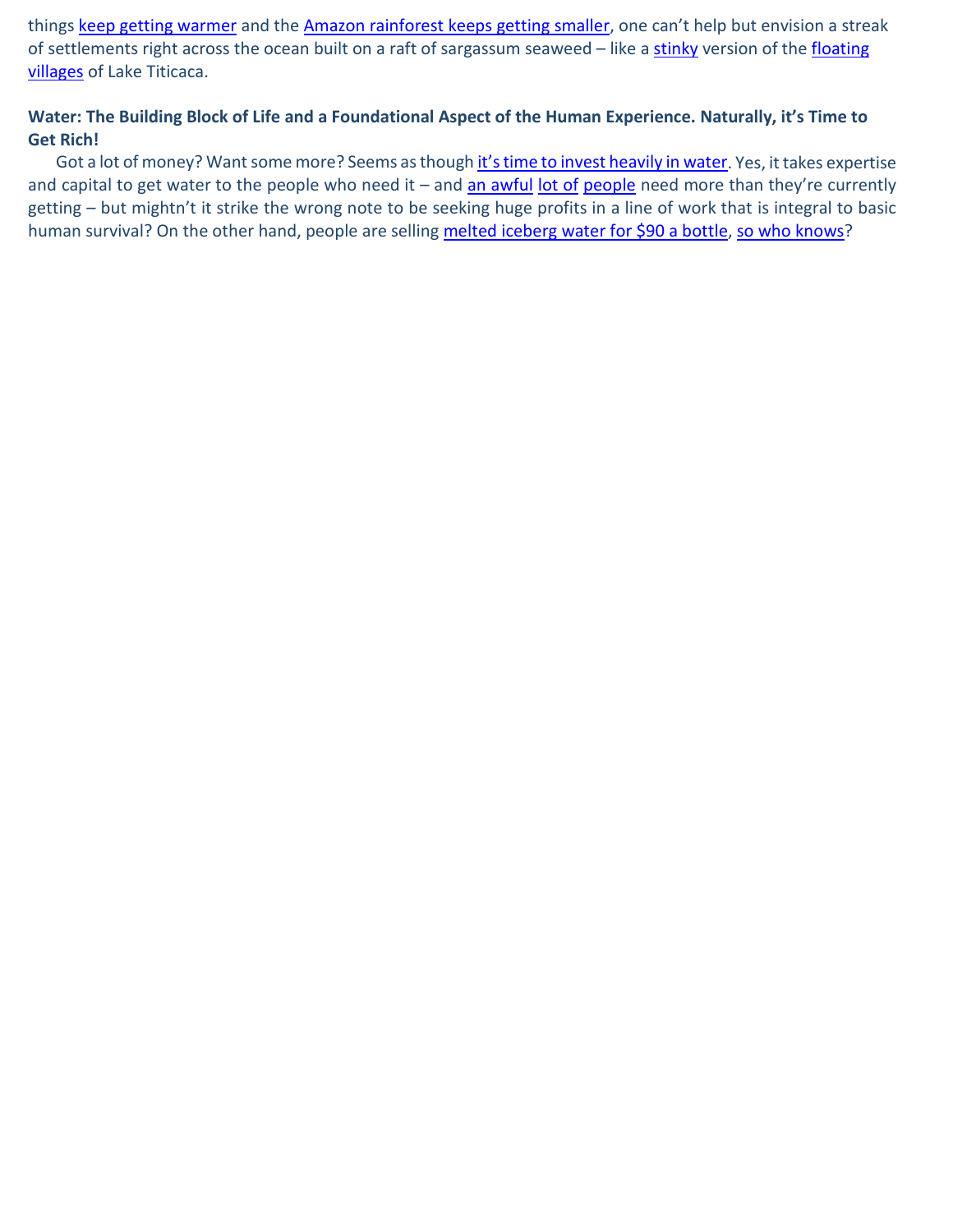things keep getting warmer and the Amazon rainforest keeps getting smaller, one can't help but envision a streak of settlements right across the ocean built on a raft of sargassum seaweed – like a stinky version of the floating villages of Lake Titicaca.

**Water: The Building Block of Life and a Foundational Aspect of the Human Experience. Naturally, it's Time to Get Rich!**

Got a lot of money? Want some more? Seems as though it's time to invest heavily in water. Yes, it takes expertise and capital to get water to the people who need it – and an awful lot of people need more than they're currently getting – but mightn't it strike the wrong note to be seeking huge profits in a line of work that is integral to basic human survival? On the other hand, people are selling melted iceberg water for $90 a bottle, so who knows?